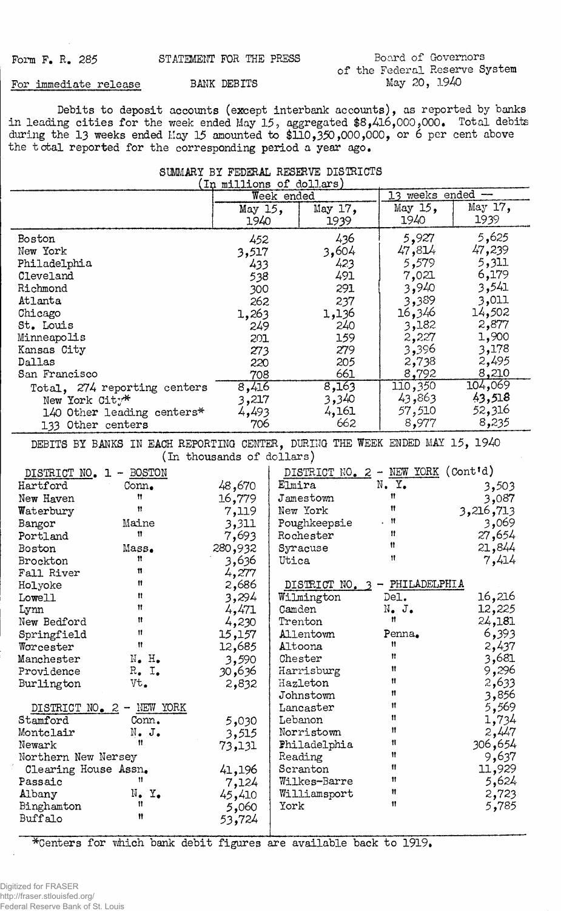Form F. R. 285

STATEMENT FOR THE PRESS

Board of Governors of the Federal Reserve System
May 20, 1940

For immediate release

BANK DEBITS

Debits to deposit accounts (except interbank accounts), as reported by banks in leading cities for the week ended May 15, aggregated $8,416,000,000. Total debits during the 13 weeks ended May 15 amounted to $110,350,000,000, or 6 per cent above the total reported for the corresponding period a year ago.

## SUMMARY BY FEDERAL RESERVE DISTRICTS

(In millions of dollars)

| | Week ended | | 13 weeks ended — | |
|---|---|---|---|---|
| | May 15, 1940 | May 17, 1939 | May 15, 1940 | May 17, 1939 |
| Boston | 452 | 436 | 5,927 | 5,625 |
| New York | 3,517 | 3,604 | 47,814 | 47,239 |
| Philadelphia | 433 | 423 | 5,579 | 5,311 |
| Cleveland | 538 | 491 | 7,021 | 6,179 |
| Richmond | 300 | 291 | 3,940 | 3,541 |
| Atlanta | 262 | 237 | 3,389 | 3,011 |
| Chicago | 1,263 | 1,136 | 16,346 | 14,502 |
| St. Louis | 249 | 240 | 3,182 | 2,877 |
| Minneapolis | 201 | 159 | 2,227 | 1,900 |
| Kansas City | 273 | 279 | 3,396 | 3,178 |
| Dallas | 220 | 205 | 2,738 | 2,495 |
| San Francisco | 708 | 661 | 8,792 | 8,210 |
| Total, 274 reporting centers | 8,416 | 8,163 | 110,350 | 104,069 |
| New York City* | 3,217 | 3,340 | 43,863 | 43,518 |
| 140 Other leading centers* | 4,493 | 4,161 | 57,510 | 52,316 |
| 133 Other centers | 706 | 662 | 8,977 | 8,235 |

## DEBITS BY BANKS IN EACH REPORTING CENTER, DURING THE WEEK ENDED MAY 15, 1940

(In thousands of dollars)

| DISTRICT NO. 1 - BOSTON | | |
|---|---|---|
| Hartford | Conn. | 48,670 |
| New Haven | " | 16,779 |
| Waterbury | " | 7,119 |
| Bangor | Maine | 3,311 |
| Portland | " | 7,693 |
| Boston | Mass. | 280,932 |
| Brockton | " | 3,636 |
| Fall River | " | 4,277 |
| Holyoke | " | 2,686 |
| Lowell | " | 3,294 |
| Lynn | " | 4,471 |
| New Bedford | " | 4,230 |
| Springfield | " | 15,157 |
| Worcester | " | 12,685 |
| Manchester | N. H. | 3,590 |
| Providence | R. I. | 30,636 |
| Burlington | Vt. | 2,832 |

| DISTRICT NO. 2 - NEW YORK | | |
|---|---|---|
| Stamford | Conn. | 5,030 |
| Montclair | N. J. | 3,515 |
| Newark | " | 73,131 |
| Northern New Nersey Clearing House Assn. | " | 41,196 |
| Passaic | " | 7,124 |
| Albany | N. Y. | 45,410 |
| Binghamton | " | 5,060 |
| Buffalo | " | 53,724 |
| Elmira | N. Y. | 3,503 |
| Jamestown | " | 3,087 |
| New York | " | 3,216,713 |
| Poughkeepsie | " | 3,069 |
| Rochester | " | 27,654 |
| Syracuse | " | 21,844 |
| Utica | " | 7,414 |

| DISTRICT NO. 3 - PHILADELPHIA | | |
|---|---|---|
| Wilmington | Del. | 16,216 |
| Camden | N. J. | 12,225 |
| Trenton | " | 24,181 |
| Allentown | Penna. | 6,393 |
| Altoona | " | 2,437 |
| Chester | " | 3,681 |
| Harrisburg | " | 9,296 |
| Hazleton | " | 2,633 |
| Johnstown | " | 3,856 |
| Lancaster | " | 5,569 |
| Lebanon | " | 1,734 |
| Norristown | " | 2,447 |
| Philadelphia | " | 306,654 |
| Reading | " | 9,637 |
| Scranton | " | 11,929 |
| Wilkes-Barre | " | 5,624 |
| Williamsport | " | 2,723 |
| York | " | 5,785 |

*Centers for which bank debit figures are available back to 1919.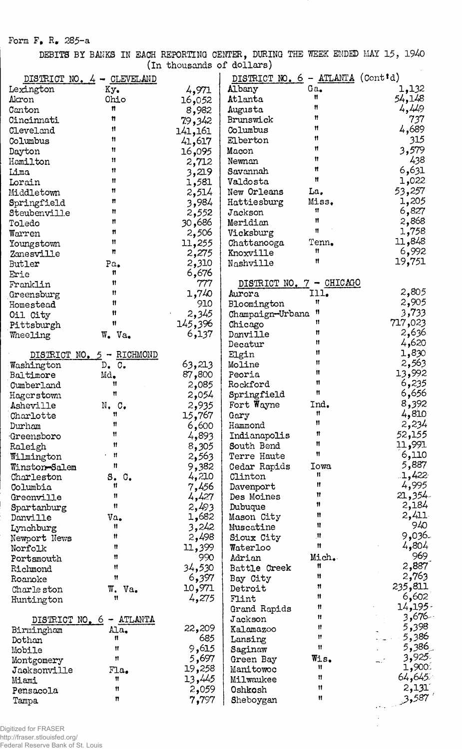Form F. R. 285-a

DEBITS BY BANKS IN EACH REPORTING CENTER, DURING THE WEEK ENDED MAY 15, 1940
(In thousands of dollars)

| DISTRICT NO. 4 - CLEVELAND | | |
|---|---|---|
| Lexington | Ky. | 4,971 |
| Akron | Ohio | 16,052 |
| Canton | " | 8,982 |
| Cincinnati | " | 79,342 |
| Cleveland | " | 141,161 |
| Columbus | " | 41,617 |
| Dayton | " | 16,095 |
| Hamilton | " | 2,712 |
| Lima | " | 3,219 |
| Lorain | " | 1,581 |
| Middletown | " | 2,514 |
| Springfield | " | 3,984 |
| Steubenville | " | 2,552 |
| Toledo | " | 30,686 |
| Warren | " | 2,506 |
| Youngstown | " | 11,255 |
| Zanesville | " | 2,275 |
| Butler | Pa. | 2,310 |
| Erie | " | 6,676 |
| Franklin | " | 777 |
| Greensburg | " | 1,740 |
| Homestead | " | 910 |
| Oil City | " | 2,345 |
| Pittsburgh | " | 145,396 |
| Wheeling | W. Va. | 6,137 |

| DISTRICT NO. 5 - RICHMOND | | |
|---|---|---|
| Washington | D. C. | 63,213 |
| Baltimore | Md. | 87,800 |
| Cumberland | " | 2,085 |
| Hagerstown | " | 2,054 |
| Asheville | N. C. | 2,935 |
| Charlotte | " | 15,767 |
| Durham | " | 6,600 |
| Greensboro | " | 4,893 |
| Raleigh | " | 8,305 |
| Wilmington | " | 2,563 |
| Winston-Salem | " | 9,382 |
| Charleston | S. C. | 4,210 |
| Columbia | " | 7,456 |
| Greenville | " | 4,427 |
| Spartanburg | " | 2,493 |
| Danville | Va. | 1,682 |
| Lynchburg | " | 3,242 |
| Newport News | " | 2,498 |
| Norfolk | " | 11,399 |
| Portsmouth | " | 990 |
| Richmond | " | 34,530 |
| Roanoke | " | 6,397 |
| Charleston | W. Va. | 10,971 |
| Huntington | " | 4,275 |

| DISTRICT NO. 6 - ATLANTA | | |
|---|---|---|
| Birmingham | Ala. | 22,209 |
| Dothan | " | 685 |
| Mobile | " | 9,615 |
| Montgomery | " | 5,697 |
| Jacksonville | Fla. | 19,258 |
| Miami | " | 13,445 |
| Pensacola | " | 2,059 |
| Tampa | " | 7,797 |
| Albany | Ga. | 1,132 |
| Atlanta | " | 54,148 |
| Augusta | " | 4,449 |
| Brunswick | " | 737 |
| Columbus | " | 4,689 |
| Elberton | " | 315 |
| Macon | " | 3,579 |
| Newnan | " | 438 |
| Savannah | " | 6,631 |
| Valdosta | " | 1,022 |
| New Orleans | La. | 53,257 |
| Hattiesburg | Miss. | 1,205 |
| Jackson | " | 6,827 |
| Meridian | " | 2,868 |
| Vicksburg | " | 1,758 |
| Chattanooga | Tenn. | 11,848 |
| Knoxville | " | 6,992 |
| Nashville | " | 19,751 |

| DISTRICT NO. 7 - CHICAGO | | |
|---|---|---|
| Aurora | Ill. | 2,805 |
| Bloomington | " | 2,905 |
| Champaign-Urbana | " | 3,733 |
| Chicago | " | 717,023 |
| Danville | " | 2,636 |
| Decatur | " | 4,620 |
| Elgin | " | 1,830 |
| Moline | " | 2,563 |
| Peoria | " | 13,992 |
| Rockford | " | 6,235 |
| Springfield | " | 6,656 |
| Fort Wayne | Ind. | 8,392 |
| Gary | " | 4,810 |
| Hammond | " | 2,234 |
| Indianapolis | " | 52,155 |
| South Bend | " | 11,991 |
| Terre Haute | " | 6,110 |
| Cedar Rapids | Iowa | 5,887 |
| Clinton | " | 1,422 |
| Davenport | " | 4,995 |
| Des Moines | " | 21,354 |
| Dubuque | " | 2,184 |
| Mason City | " | 2,411 |
| Muscatine | " | 940 |
| Sioux City | " | 9,036 |
| Waterloo | " | 4,804 |
| Adrian | Mich. | 969 |
| Battle Creek | " | 2,887 |
| Bay City | " | 2,763 |
| Detroit | " | 235,811 |
| Flint | " | 6,602 |
| Grand Rapids | " | 14,195 |
| Jackson | " | 3,676 |
| Kalamazoo | " | 5,398 |
| Lansing | " | 5,386 |
| Saginaw | " | 5,386 |
| Green Bay | Wis. | 3,925 |
| Manitowoc | " | 1,900 |
| Milwaukee | " | 64,645 |
| Oshkosh | " | 2,131 |
| Sheboygan | " | 3,587 |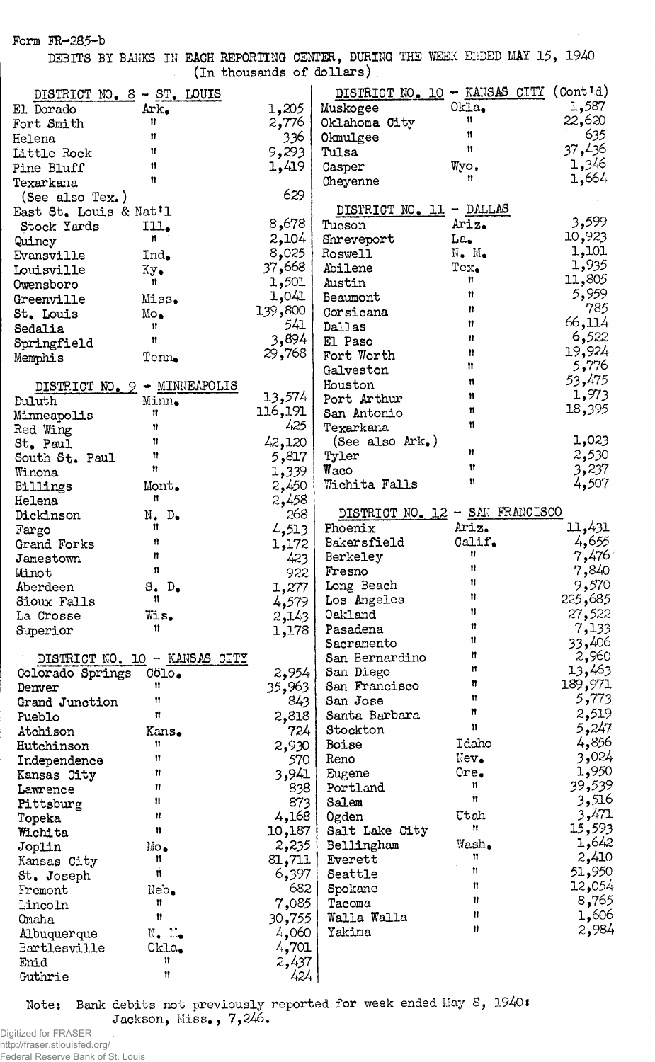Form FR-285-b

DEBITS BY BANKS IN EACH REPORTING CENTER, DURING THE WEEK ENDED MAY 15, 1940
(In thousands of dollars)

| | | |
|---|---|---|
| **DISTRICT NO. 8 - ST. LOUIS** | | |
| El Dorado | Ark. | 1,205 |
| Fort Smith | " | 2,776 |
| Helena | " | 336 |
| Little Rock | " | 9,293 |
| Pine Bluff | " | 1,419 |
| Texarkana (See also Tex.) | " | 629 |
| East St. Louis & Nat'l Stock Yards | Ill. | 8,678 |
| Quincy | " | 2,104 |
| Evansville | Ind. | 8,025 |
| Louisville | Ky. | 37,668 |
| Owensboro | " | 1,501 |
| Greenville | Miss. | 1,041 |
| St. Louis | Mo. | 139,800 |
| Sedalia | " | 541 |
| Springfield | " | 3,894 |
| Memphis | Tenn. | 29,768 |
| **DISTRICT NO. 9 - MINNEAPOLIS** | | |
| Duluth | Minn. | 13,574 |
| Minneapolis | " | 116,191 |
| Red Wing | " | 425 |
| St. Paul | " | 42,120 |
| South St. Paul | " | 5,817 |
| Winona | " | 1,339 |
| Billings | Mont. | 2,450 |
| Helena | " | 2,458 |
| Dickinson | N. D. | 268 |
| Fargo | " | 4,513 |
| Grand Forks | " | 1,172 |
| Jamestown | " | 423 |
| Minot | " | 922 |
| Aberdeen | S. D. | 1,277 |
| Sioux Falls | " | 4,579 |
| La Crosse | Wis. | 2,143 |
| Superior | " | 1,178 |
| **DISTRICT NO. 10 - KANSAS CITY** | | |
| Colorado Springs | Colo. | 2,954 |
| Denver | " | 35,963 |
| Grand Junction | " | 843 |
| Pueblo | " | 2,818 |
| Atchison | Kans. | 724 |
| Hutchinson | " | 2,930 |
| Independence | " | 570 |
| Kansas City | " | 3,941 |
| Lawrence | " | 838 |
| Pittsburg | " | 873 |
| Topeka | " | 4,168 |
| Wichita | " | 10,187 |
| Joplin | Mo. | 2,235 |
| Kansas City | " | 81,711 |
| St. Joseph | " | 6,397 |
| Fremont | Neb. | 682 |
| Lincoln | " | 7,085 |
| Omaha | " | 30,755 |
| Albuquerque | N. M. | 4,060 |
| Bartlesville | Okla. | 4,701 |
| Enid | " | 2,437 |
| Guthrie | " | 424 |
| **DISTRICT NO. 10 - KANSAS CITY (Cont'd)** | | |
| Muskogee | Okla. | 1,587 |
| Oklahoma City | " | 22,620 |
| Okmulgee | " | 635 |
| Tulsa | " | 37,436 |
| Casper | Wyo. | 1,346 |
| Cheyenne | " | 1,664 |
| **DISTRICT NO. 11 - DALLAS** | | |
| Tucson | Ariz. | 3,599 |
| Shreveport | La. | 10,923 |
| Roswell | N. M. | 1,101 |
| Abilene | Tex. | 1,935 |
| Austin | " | 11,805 |
| Beaumont | " | 5,959 |
| Corsicana | " | 785 |
| Dallas | " | 66,114 |
| El Paso | " | 6,522 |
| Fort Worth | " | 19,924 |
| Galveston | " | 5,776 |
| Houston | " | 53,475 |
| Port Arthur | " | 1,973 |
| San Antonio | " | 18,395 |
| Texarkana (See also Ark.) | " | 1,023 |
| Tyler | " | 2,530 |
| Waco | " | 3,237 |
| Wichita Falls | " | 4,507 |
| **DISTRICT NO. 12 - SAN FRANCISCO** | | |
| Phoenix | Ariz. | 11,431 |
| Bakersfield | Calif. | 4,655 |
| Berkeley | " | 7,476 |
| Fresno | " | 7,840 |
| Long Beach | " | 9,570 |
| Los Angeles | " | 225,685 |
| Oakland | " | 27,522 |
| Pasadena | " | 7,133 |
| Sacramento | " | 33,406 |
| San Bernardino | " | 2,960 |
| San Diego | " | 13,463 |
| San Francisco | " | 189,971 |
| San Jose | " | 5,773 |
| Santa Barbara | " | 2,519 |
| Stockton | " | 5,247 |
| Boise | Idaho | 4,856 |
| Reno | Nev. | 3,024 |
| Eugene | Ore. | 1,950 |
| Portland | " | 39,539 |
| Salem | " | 3,516 |
| Ogden | Utah | 3,471 |
| Salt Lake City | " | 15,593 |
| Bellingham | Wash. | 1,642 |
| Everett | " | 2,410 |
| Seattle | " | 51,950 |
| Spokane | " | 12,054 |
| Tacoma | " | 8,765 |
| Walla Walla | " | 1,606 |
| Yakima | " | 2,984 |

Note: Bank debits not previously reported for week ended May 8, 1940: Jackson, Miss., 7,246.